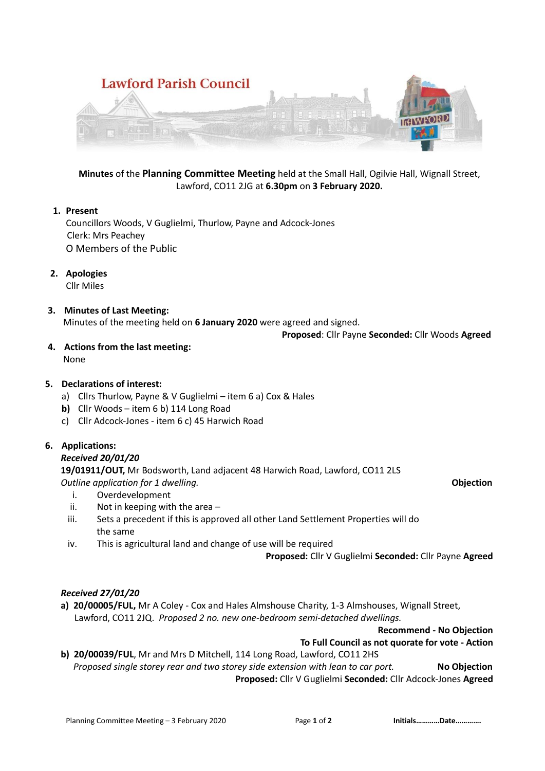# Lawford Parish Council

**Minutes** of the **Planning Committee Meeting** held at the Small Hall, Ogilvie Hall, Wignall Street, Lawford, CO11 2JG at **6.30pm** on **3 February 2020.**

1. **Present**
   Councillors Woods, V Guglielmi, Thurlow, Payne and Adcock-Jones
   Clerk: Mrs Peachey
   O Members of the Public

2. **Apologies**
   Cllr Miles

3. **Minutes of Last Meeting:**
   Minutes of the meeting held on **6 January 2020** were agreed and signed.
   **Proposed**: Cllr Payne **Seconded:** Cllr Woods **Agreed**

4. **Actions from the last meeting:**
   None

5. **Declarations of interest:**
   a) Cllrs Thurlow, Payne & V Guglielmi – item 6 a) Cox & Hales
   **b)** Cllr Woods – item 6 b) 114 Long Road
   c) Cllr Adcock-Jones - item 6 c) 45 Harwich Road

6. **Applications:**

   ***Received 20/01/20***

   **19/01911/OUT,** Mr Bodsworth, Land adjacent 48 Harwich Road, Lawford, CO11 2LS
   *Outline application for 1 dwelling.* **Objection**

   i. Overdevelopment
   ii. Not in keeping with the area –
   iii. Sets a precedent if this is approved all other Land Settlement Properties will do the same
   iv. This is agricultural land and change of use will be required

   **Proposed:** Cllr V Guglielmi **Seconded:** Cllr Payne **Agreed**

   ***Received 27/01/20***

   **a) 20/00005/FUL,** Mr A Coley - Cox and Hales Almshouse Charity, 1-3 Almshouses, Wignall Street, Lawford, CO11 2JQ. *Proposed 2 no. new one-bedroom semi-detached dwellings.*
   **Recommend - No Objection**
   **To Full Council as not quorate for vote - Action**

   **b) 20/00039/FUL**, Mr and Mrs D Mitchell, 114 Long Road, Lawford, CO11 2HS
   *Proposed single storey rear and two storey side extension with lean to car port.* **No Objection**
   **Proposed:** Cllr V Guglielmi **Seconded:** Cllr Adcock-Jones **Agreed**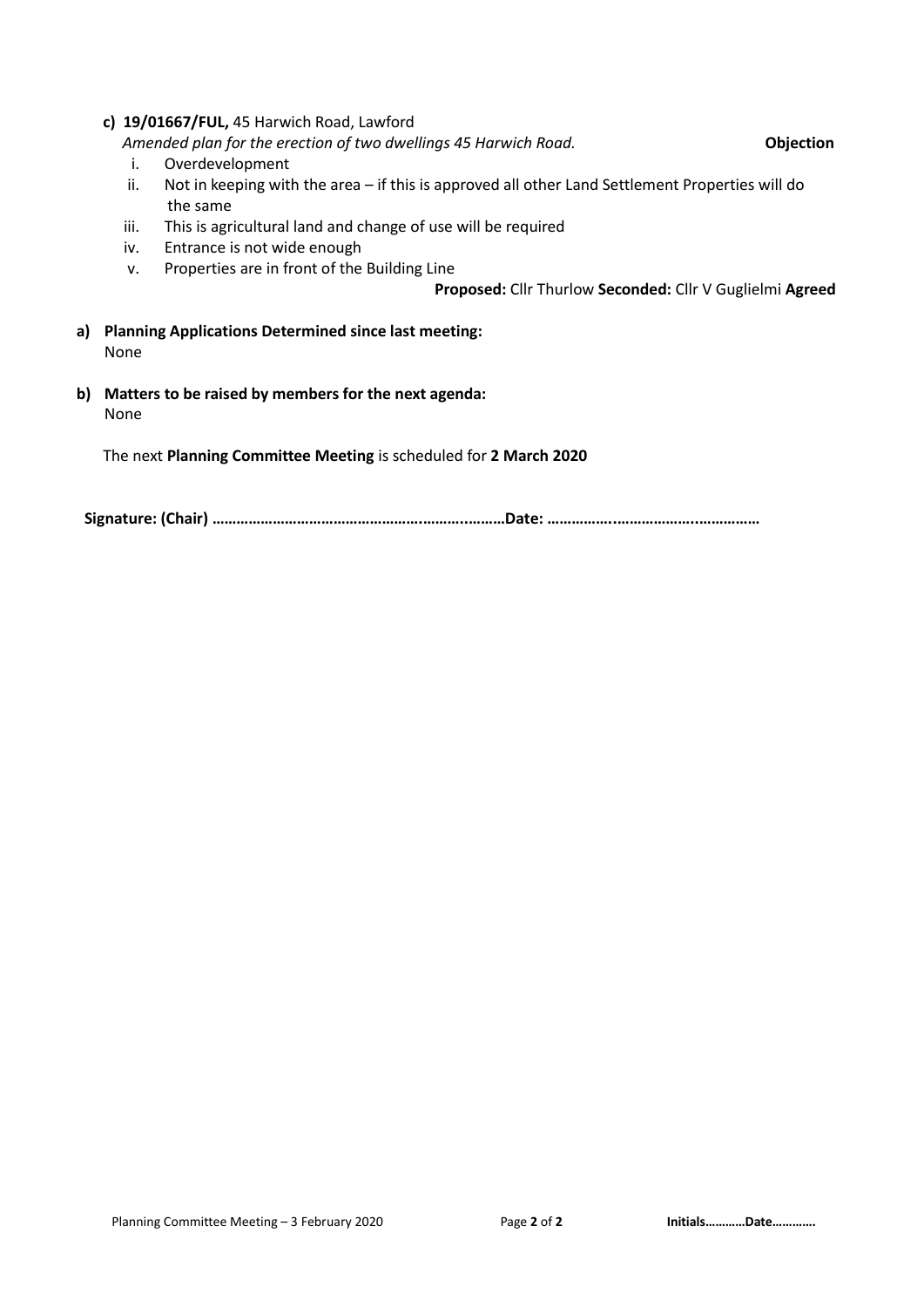c) **19/01667/FUL,** 45 Harwich Road, Lawford

*Amended plan for the erection of two dwellings 45 Harwich Road.* **Objection**

i. Overdevelopment
ii. Not in keeping with the area – if this is approved all other Land Settlement Properties will do the same
iii. This is agricultural land and change of use will be required
iv. Entrance is not wide enough
v. Properties are in front of the Building Line

**Proposed:** Cllr Thurlow **Seconded:** Cllr V Guglielmi **Agreed**

a) **Planning Applications Determined since last meeting:**

None

b) **Matters to be raised by members for the next agenda:**

None

The next **Planning Committee Meeting** is scheduled for **2 March 2020**

**Signature: (Chair) ………………………………………………..……..………Date: ……………..……………….……………**

Planning Committee Meeting – 3 February 2020

**Initials…………Date………….**